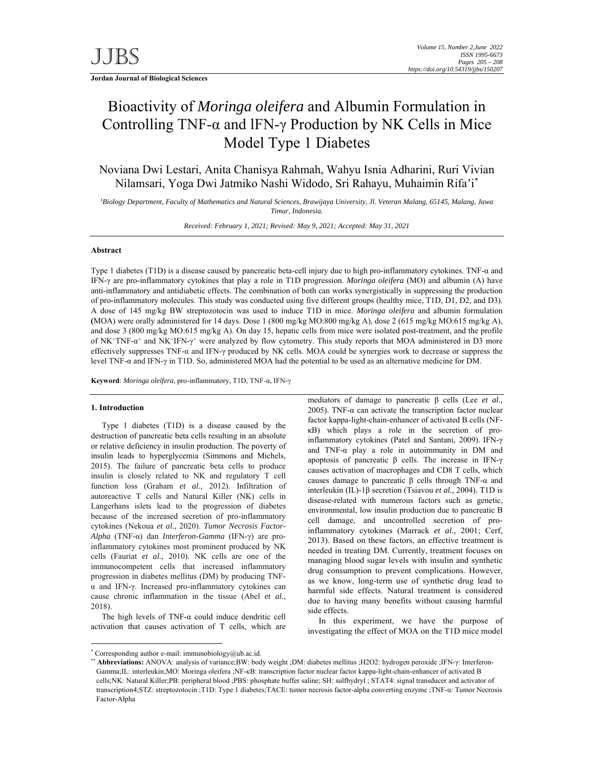**Jordan Journal of Biological Sciences**

# Bioactivity of *Moringa oleifera* and Albumin Formulation in Controlling TNF-α and lFN-γ Production by NK Cells in Mice Model Type 1 Diabetes

Noviana Dwi Lestari, Anita Chanisya Rahmah, Wahyu Isnia Adharini, Ruri Vivian Nilamsari, Yoga Dwi Jatmiko Nashi Widodo, Sri Rahayu, Muhaimin Rifa'i[*]

[1]*Biology Department, Faculty of Mathematics and Natural Sciences, Brawijaya University, Jl. Veteran Malang, 65145, Malang, Jawa Timur, Indonesia.*

*Received: February 1, 2021; Revised: May 9, 2021; Accepted: May 31, 2021*

## Abstract

Type 1 diabetes (T1D) is a disease caused by pancreatic beta-cell injury due to high pro-inflammatory cytokines. TNF-α and IFN-γ are pro-inflammatory cytokines that play a role in T1D progression. *Moringa oleifera* (MO) and albumin (A) have anti-inflammatory and antidiabetic effects. The combination of both can works synergistically in suppressing the production of pro-inflammatory molecules. This study was conducted using five different groups (healthy mice, T1D, D1, D2, and D3). A dose of 145 mg/kg BW streptozotocin was used to induce T1D in mice. *Moringa oleifera* and albumin formulation **(**MOA) were orally administered for 14 days. Dose 1 (800 mg/kg MO:800 mg/kg A), dose 2 (615 mg/kg MO:615 mg/kg A), and dose 3 (800 mg/kg MO:615 mg/kg A). On day 15, hepatic cells from mice were isolated post-treatment, and the profile of $NK^{+}TNF\text{-}\alpha^{+}$ and $NK^{+}IFN\text{-}\gamma^{+}$ were analyzed by flow cytometry. This study reports that MOA administered in D3 more effectively suppresses TNF-α and IFN-γ produced by NK cells. MOA could be synergies work to decrease or suppress the level TNF-α and IFN-γ in T1D. So, administered MOA had the potential to be used as an alternative medicine for DM.

**Keyword**: *Moringa oleifera*, pro-inflammatory, T1D, TNF-α, IFN-γ

## 1. Introduction

Type 1 diabetes (T1D) is a disease caused by the destruction of pancreatic beta cells resulting in an absolute or relative deficiency in insulin production. The poverty of insulin leads to hyperglycemia (Simmons and Michels, 2015). The failure of pancreatic beta cells to produce insulin is closely related to NK and regulatory T cell function loss (Graham *et al.,* 2012). Infiltration of autoreactive T cells and Natural Killer (NK) cells in Langerhans islets lead to the progression of diabetes because of the increased secretion of pro-inflammatory cytokines (Nekoua *et al.,* 2020). *Tumor Necrosis Factor-Alpha* (TNF-α) dan *Interferon-Gamma* (IFN-γ) are pro-inflammatory cytokines most prominent produced by NK cells (Fauriat *et al.,* 2010). NK cells are one of the immunocompetent cells that increased inflammatory progression in diabetes mellitus (DM) by producing TNF-α and IFN-γ. Increased pro-inflammatory cytokines can cause chronic inflammation in the tissue (Abel *et al.,* 2018).

The high levels of TNF-α could induce dendritic cell activation that causes activation of T cells, which are mediators of damage to pancreatic β cells (Lee *et al.,* 2005). TNF-α can activate the transcription factor nuclear factor kappa-light-chain-enhancer of activated B cells (NF-κB) which plays a role in the secretion of pro-inflammatory cytokines (Patel and Santani, 2009). IFN-γ and TNF-α play a role in autoimmunity in DM and apoptosis of pancreatic β cells. The increase in IFN-γ causes activation of macrophages and CD8 T cells, which causes damage to pancreatic β cells through TNF-α and interleukin (IL)-1β secretion (Tsiavou *et al.,* 2004). T1D is disease-related with numerous factors such as genetic, environmental, low insulin production due to pancreatic B cell damage, and uncontrolled secretion of pro-inflammatory cytokines (Marrack *et al.,* 2001; Cerf, 2013). Based on these factors, an effective treatment is needed in treating DM. Currently, treatment focuses on managing blood sugar levels with insulin and synthetic drug consumption to prevent complications. However, as we know, long-term use of synthetic drug lead to harmful side effects. Natural treatment is considered due to having many benefits without causing harmful side effects.

In this experiment, we have the purpose of investigating the effect of MOA on the T1D mice model

---

[*] Corresponding author e-mail: immunobiology@ub.ac.id.

[**] **Abbreviations:** ANOVA: analysis of variance;BW: body weight ;DM: diabetes mellitus ;H2O2: hydrogen peroxide ;IFN-γ: Interferon-Gamma;IL: interleukin;MO: Moringa oleifera ;NF-κB: transcription factor nuclear factor kappa-light-chain-enhancer of activated B cells;NK: Natural Killer;PB: peripheral blood ;PBS: phosphate buffer saline; SH: sulfhydryl ; STAT4: signal transducer and activator of transcription4;STZ: streptozotocin ;T1D: Type 1 diabetes;TACE: tumor necrosis factor-alpha converting enzyme ;TNF-α: Tumor Necrosis Factor-Alpha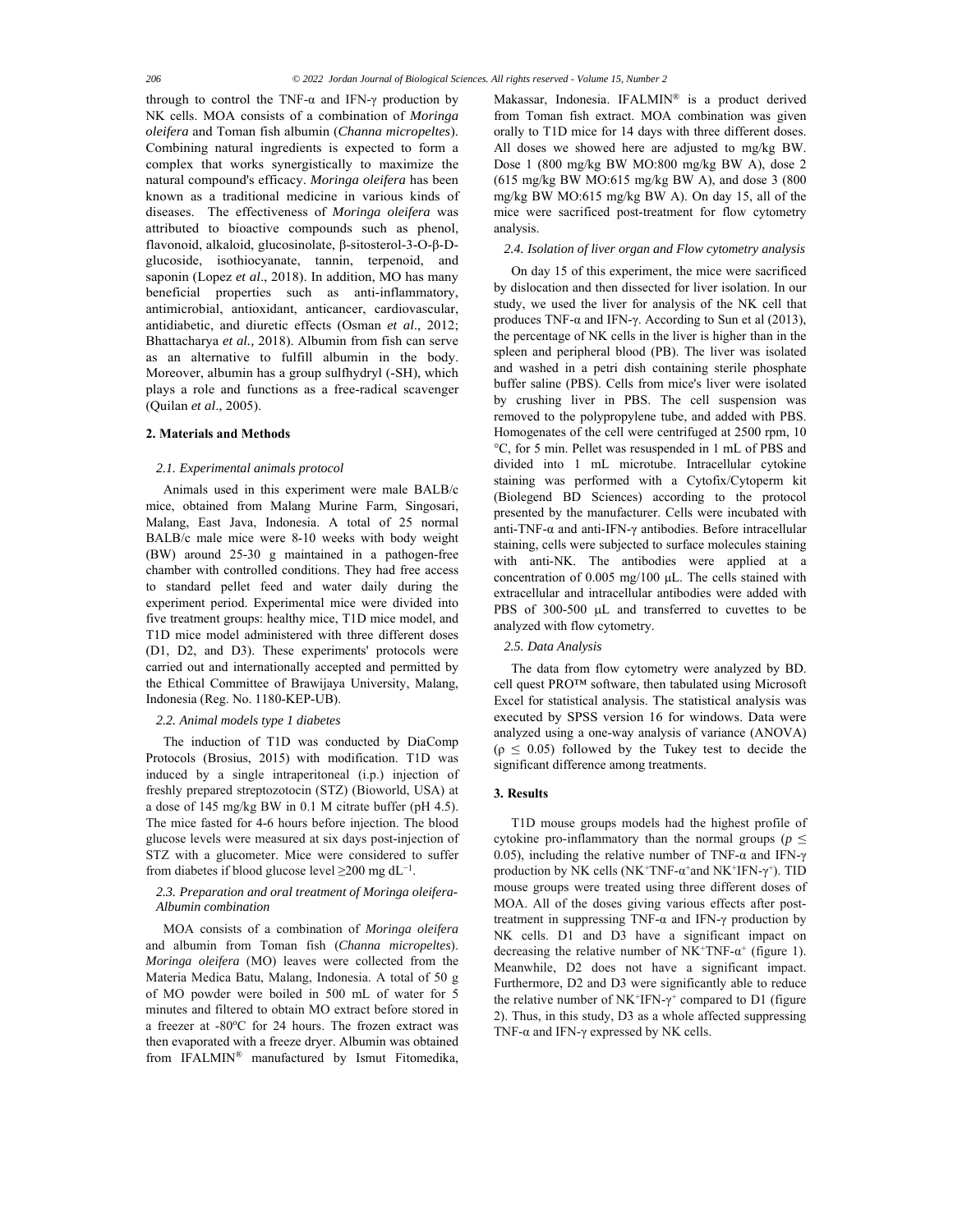through to control the TNF-α and IFN-γ production by NK cells. MOA consists of a combination of *Moringa oleifera* and Toman fish albumin (*Channa micropeltes*). Combining natural ingredients is expected to form a complex that works synergistically to maximize the natural compound's efficacy. *Moringa oleifera* has been known as a traditional medicine in various kinds of diseases. The effectiveness of *Moringa oleifera* was attributed to bioactive compounds such as phenol, flavonoid, alkaloid, glucosinolate, β-sitosterol-3-O-β-D-glucoside, isothiocyanate, tannin, terpenoid, and saponin (Lopez *et al*., 2018). In addition, MO has many beneficial properties such as anti-inflammatory, antimicrobial, antioxidant, anticancer, cardiovascular, antidiabetic, and diuretic effects (Osman *et al*., 2012; Bhattacharya *et al.,* 2018). Albumin from fish can serve as an alternative to fulfill albumin in the body. Moreover, albumin has a group sulfhydryl (-SH), which plays a role and functions as a free-radical scavenger (Quilan *et al*., 2005).

## 2. Materials and Methods

### *2.1. Experimental animals protocol*

Animals used in this experiment were male BALB/c mice, obtained from Malang Murine Farm, Singosari, Malang, East Java, Indonesia. A total of 25 normal BALB/c male mice were 8-10 weeks with body weight (BW) around 25-30 g maintained in a pathogen-free chamber with controlled conditions. They had free access to standard pellet feed and water daily during the experiment period. Experimental mice were divided into five treatment groups: healthy mice, T1D mice model, and T1D mice model administered with three different doses (D1, D2, and D3). These experiments' protocols were carried out and internationally accepted and permitted by the Ethical Committee of Brawijaya University, Malang, Indonesia (Reg. No. 1180-KEP-UB).

### *2.2. Animal models type 1 diabetes*

The induction of T1D was conducted by DiaComp Protocols (Brosius, 2015) with modification. T1D was induced by a single intraperitoneal (i.p.) injection of freshly prepared streptozotocin (STZ) (Bioworld, USA) at a dose of 145 mg/kg BW in 0.1 M citrate buffer (pH 4.5). The mice fasted for 4-6 hours before injection. The blood glucose levels were measured at six days post-injection of STZ with a glucometer. Mice were considered to suffer from diabetes if blood glucose level ≥200 mg $dL^{-1}$.

### *2.3. Preparation and oral treatment of Moringa oleifera-Albumin combination*

MOA consists of a combination of *Moringa oleifera* and albumin from Toman fish (*Channa micropeltes*). *Moringa oleifera* (MO) leaves were collected from the Materia Medica Batu, Malang, Indonesia. A total of 50 g of MO powder were boiled in 500 mL of water for 5 minutes and filtered to obtain MO extract before stored in a freezer at -80ºC for 24 hours. The frozen extract was then evaporated with a freeze dryer. Albumin was obtained from IFALMIN® manufactured by Ismut Fitomedika, Makassar, Indonesia. IFALMIN® is a product derived from Toman fish extract. MOA combination was given orally to T1D mice for 14 days with three different doses. All doses we showed here are adjusted to mg/kg BW. Dose 1 (800 mg/kg BW MO:800 mg/kg BW A), dose 2 (615 mg/kg BW MO:615 mg/kg BW A), and dose 3 (800 mg/kg BW MO:615 mg/kg BW A). On day 15, all of the mice were sacrificed post-treatment for flow cytometry analysis.

### *2.4. Isolation of liver organ and Flow cytometry analysis*

On day 15 of this experiment, the mice were sacrificed by dislocation and then dissected for liver isolation. In our study, we used the liver for analysis of the NK cell that produces TNF-α and IFN-γ. According to Sun et al (2013), the percentage of NK cells in the liver is higher than in the spleen and peripheral blood (PB). The liver was isolated and washed in a petri dish containing sterile phosphate buffer saline (PBS). Cells from mice's liver were isolated by crushing liver in PBS. The cell suspension was removed to the polypropylene tube, and added with PBS. Homogenates of the cell were centrifuged at 2500 rpm, 10 °C, for 5 min. Pellet was resuspended in 1 mL of PBS and divided into 1 mL microtube. Intracellular cytokine staining was performed with a Cytofix/Cytoperm kit (Biolegend BD Sciences) according to the protocol presented by the manufacturer. Cells were incubated with anti-TNF-α and anti-IFN-γ antibodies. Before intracellular staining, cells were subjected to surface molecules staining with anti-NK. The antibodies were applied at a concentration of 0.005 mg/100 μL. The cells stained with extracellular and intracellular antibodies were added with PBS of 300-500 μL and transferred to cuvettes to be analyzed with flow cytometry.

### *2.5. Data Analysis*

The data from flow cytometry were analyzed by BD. cell quest PRO™ software, then tabulated using Microsoft Excel for statistical analysis. The statistical analysis was executed by SPSS version 16 for windows. Data were analyzed using a one-way analysis of variance (ANOVA) ($\rho \leq 0.05$) followed by the Tukey test to decide the significant difference among treatments.

## 3. Results

T1D mouse groups models had the highest profile of cytokine pro-inflammatory than the normal groups ($p \leq 0.05$), including the relative number of TNF-α and IFN-γ production by NK cells ($NK^{+}TNF\text{-}\alpha^{+}$and $NK^{+}IFN\text{-}\gamma^{+}$). TID mouse groups were treated using three different doses of MOA. All of the doses giving various effects after post-treatment in suppressing TNF-α and IFN-γ production by NK cells. D1 and D3 have a significant impact on decreasing the relative number of $NK^{+}TNF\text{-}\alpha^{+}$ (figure 1). Meanwhile, D2 does not have a significant impact. Furthermore, D2 and D3 were significantly able to reduce the relative number of $NK^{+}IFN\text{-}\gamma^{+}$ compared to D1 (figure 2). Thus, in this study, D3 as a whole affected suppressing TNF-α and IFN-γ expressed by NK cells.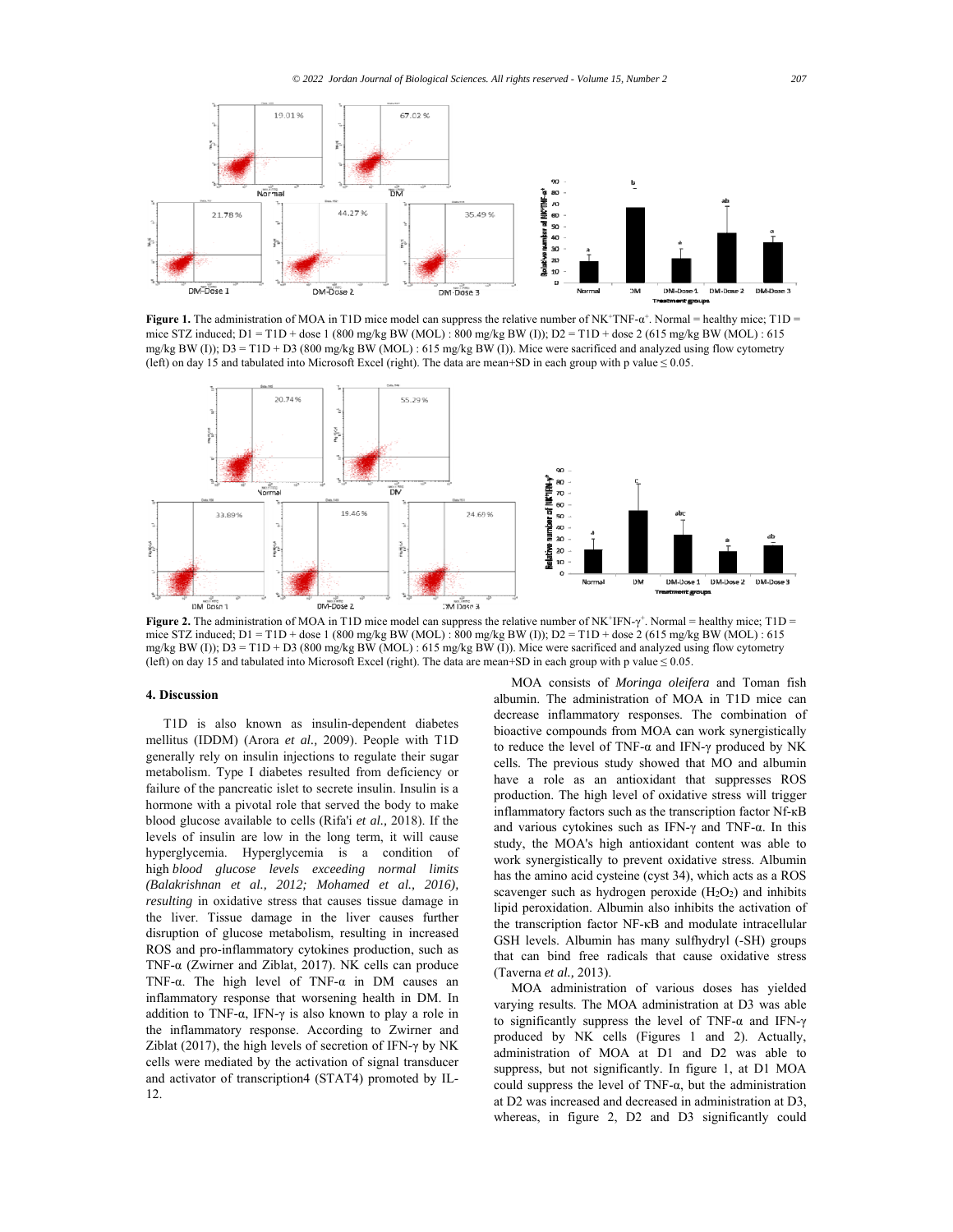**Figure 1.** The administration of MOA in T1D mice model can suppress the relative number of NK$^{+}$TNF-α$^{+}$. Normal = healthy mice; T1D = mice STZ induced; D1 = T1D + dose 1 (800 mg/kg BW (MOL) : 800 mg/kg BW (I)); D2 = T1D + dose 2 (615 mg/kg BW (MOL) : 615 mg/kg BW (I)); D3 = T1D + D3 (800 mg/kg BW (MOL) : 615 mg/kg BW (I)). Mice were sacrificed and analyzed using flow cytometry (left) on day 15 and tabulated into Microsoft Excel (right). The data are mean+SD in each group with p value ≤ 0.05.

**Figure 2.** The administration of MOA in T1D mice model can suppress the relative number of NK$^{+}$IFN-γ$^{+}$. Normal = healthy mice; T1D = mice STZ induced; D1 = T1D + dose 1 (800 mg/kg BW (MOL) : 800 mg/kg BW (I)); D2 = T1D + dose 2 (615 mg/kg BW (MOL) : 615 mg/kg BW (I)); D3 = T1D + D3 (800 mg/kg BW (MOL) : 615 mg/kg BW (I)). Mice were sacrificed and analyzed using flow cytometry (left) on day 15 and tabulated into Microsoft Excel (right). The data are mean+SD in each group with p value ≤ 0.05.

## 4. Discussion

T1D is also known as insulin-dependent diabetes mellitus (IDDM) (Arora *et al.,* 2009). People with T1D generally rely on insulin injections to regulate their sugar metabolism. Type I diabetes resulted from deficiency or failure of the pancreatic islet to secrete insulin. Insulin is a hormone with a pivotal role that served the body to make blood glucose available to cells (Rifa'i *et al.,* 2018). If the levels of insulin are low in the long term, it will cause hyperglycemia. Hyperglycemia is a condition of high *blood glucose levels exceeding normal limits (Balakrishnan et al., 2012; Mohamed et al., 2016), resulting* in oxidative stress that causes tissue damage in the liver. Tissue damage in the liver causes further disruption of glucose metabolism, resulting in increased ROS and pro-inflammatory cytokines production, such as TNF-α (Zwirner and Ziblat, 2017). NK cells can produce TNF-α. The high level of TNF-α in DM causes an inflammatory response that worsening health in DM. In addition to TNF-α, IFN-γ is also known to play a role in the inflammatory response. According to Zwirner and Ziblat (2017), the high levels of secretion of IFN-γ by NK cells were mediated by the activation of signal transducer and activator of transcription4 (STAT4) promoted by IL-12.

MOA consists of *Moringa oleifera* and Toman fish albumin. The administration of MOA in T1D mice can decrease inflammatory responses. The combination of bioactive compounds from MOA can work synergistically to reduce the level of TNF-α and IFN-γ produced by NK cells. The previous study showed that MO and albumin have a role as an antioxidant that suppresses ROS production. The high level of oxidative stress will trigger inflammatory factors such as the transcription factor Nf-κB and various cytokines such as IFN-γ and TNF-α. In this study, the MOA's high antioxidant content was able to work synergistically to prevent oxidative stress. Albumin has the amino acid cysteine (cyst 34), which acts as a ROS scavenger such as hydrogen peroxide ($H_2O_2$) and inhibits lipid peroxidation. Albumin also inhibits the activation of the transcription factor NF-κB and modulate intracellular GSH levels. Albumin has many sulfhydryl (-SH) groups that can bind free radicals that cause oxidative stress (Taverna *et al.,* 2013).

MOA administration of various doses has yielded varying results. The MOA administration at D3 was able to significantly suppress the level of TNF-α and IFN-γ produced by NK cells (Figures 1 and 2). Actually, administration of MOA at D1 and D2 was able to suppress, but not significantly. In figure 1, at D1 MOA could suppress the level of TNF-α, but the administration at D2 was increased and decreased in administration at D3, whereas, in figure 2, D2 and D3 significantly could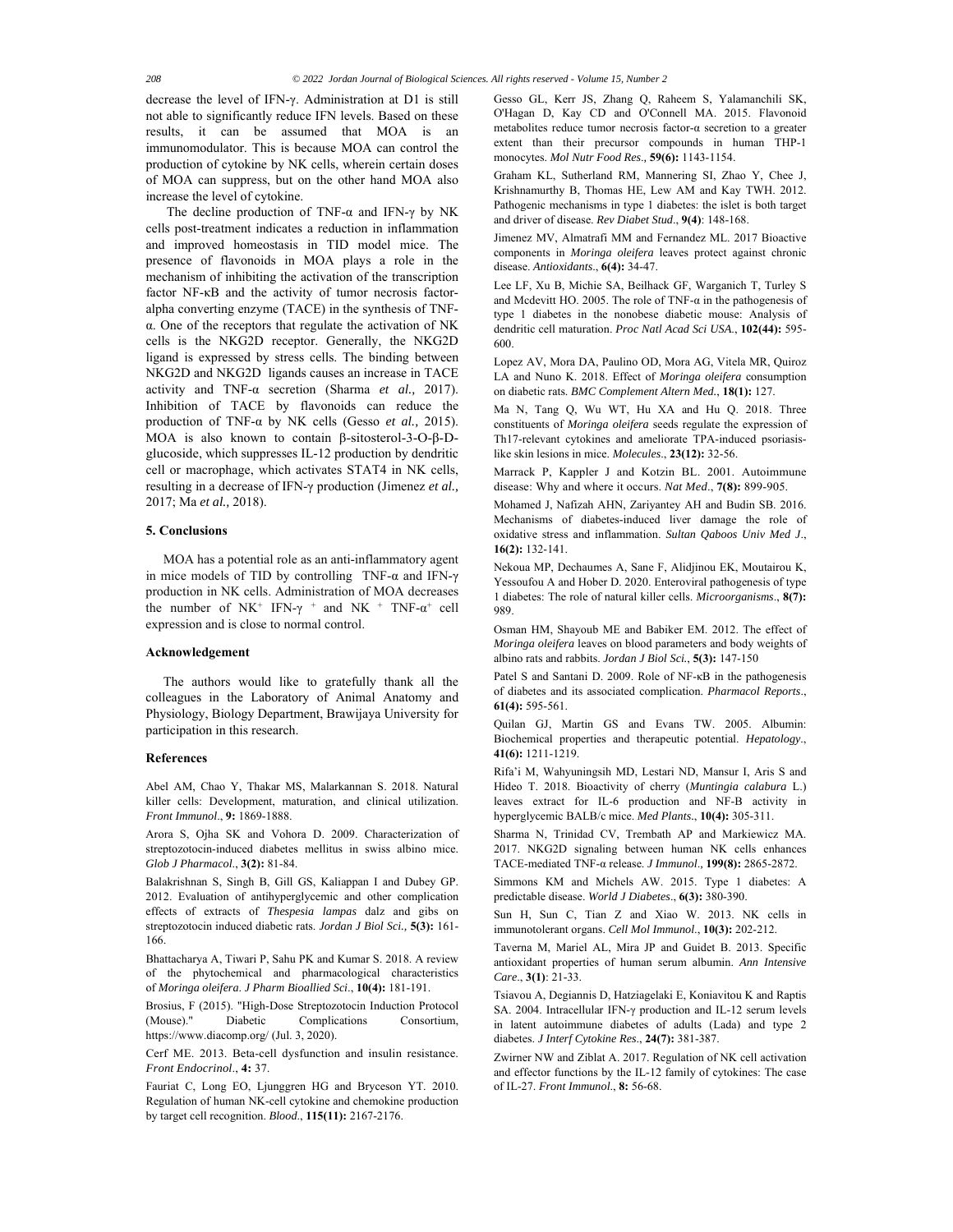decrease the level of IFN-γ. Administration at D1 is still not able to significantly reduce IFN levels. Based on these results, it can be assumed that MOA is an immunomodulator. This is because MOA can control the production of cytokine by NK cells, wherein certain doses of MOA can suppress, but on the other hand MOA also increase the level of cytokine.

The decline production of TNF-α and IFN-γ by NK cells post-treatment indicates a reduction in inflammation and improved homeostasis in TID model mice. The presence of flavonoids in MOA plays a role in the mechanism of inhibiting the activation of the transcription factor NF-κB and the activity of tumor necrosis factor-alpha converting enzyme (TACE) in the synthesis of TNF-α. One of the receptors that regulate the activation of NK cells is the NKG2D receptor. Generally, the NKG2D ligand is expressed by stress cells. The binding between NKG2D and NKG2D ligands causes an increase in TACE activity and TNF-α secretion (Sharma *et al.,* 2017). Inhibition of TACE by flavonoids can reduce the production of TNF-α by NK cells (Gesso *et al.,* 2015). MOA is also known to contain β-sitosterol-3-O-β-D-glucoside, which suppresses IL-12 production by dendritic cell or macrophage, which activates STAT4 in NK cells, resulting in a decrease of IFN-γ production (Jimenez *et al.,* 2017; Ma *et al.,* 2018).

## 5. Conclusions

MOA has a potential role as an anti-inflammatory agent in mice models of TID by controlling TNF-α and IFN-γ production in NK cells. Administration of MOA decreases the number of $NK^{+}$ $IFN\text{-}\gamma^{+}$ and $NK^{+}$ $TNF\text{-}\alpha^{+}$ cell expression and is close to normal control.

## Acknowledgement

The authors would like to gratefully thank all the colleagues in the Laboratory of Animal Anatomy and Physiology, Biology Department, Brawijaya University for participation in this research.

## References

Abel AM, Chao Y, Thakar MS, Malarkannan S. 2018. Natural killer cells: Development, maturation, and clinical utilization. *Front Immunol*., **9:** 1869-1888.

Arora S, Ojha SK and Vohora D. 2009. Characterization of streptozotocin-induced diabetes mellitus in swiss albino mice. *Glob J Pharmacol*., **3(2):** 81-84.

Balakrishnan S, Singh B, Gill GS, Kaliappan I and Dubey GP. 2012. Evaluation of antihyperglycemic and other complication effects of extracts of *Thespesia lampas* dalz and gibs on streptozotocin induced diabetic rats. *Jordan J Biol Sci.,* **5(3):** 161-166.

Bhattacharya A, Tiwari P, Sahu PK and Kumar S. 2018. A review of the phytochemical and pharmacological characteristics of *Moringa oleifera*. *J Pharm Bioallied Sci*., **10(4):** 181-191.

Brosius, F (2015). "High-Dose Streptozotocin Induction Protocol (Mouse)." Diabetic Complications Consortium, https://www.diacomp.org/ (Jul. 3, 2020).

Cerf ME. 2013. Beta-cell dysfunction and insulin resistance. *Front Endocrinol*., **4:** 37.

Fauriat C, Long EO, Ljunggren HG and Bryceson YT. 2010. Regulation of human NK-cell cytokine and chemokine production by target cell recognition. *Blood*., **115(11):** 2167-2176.

Gesso GL, Kerr JS, Zhang Q, Raheem S, Yalamanchili SK, O'Hagan D, Kay CD and O'Connell MA. 2015. Flavonoid metabolites reduce tumor necrosis factor-α secretion to a greater extent than their precursor compounds in human THP-1 monocytes. *Mol Nutr Food Res*., **59(6):** 1143-1154.

Graham KL, Sutherland RM, Mannering SI, Zhao Y, Chee J, Krishnamurthy B, Thomas HE, Lew AM and Kay TWH. 2012. Pathogenic mechanisms in type 1 diabetes: the islet is both target and driver of disease. *Rev Diabet Stud*., **9(4)**: 148-168.

Jimenez MV, Almatrafi MM and Fernandez ML. 2017 Bioactive components in *Moringa oleifera* leaves protect against chronic disease. *Antioxidants*., **6(4):** 34-47.

Lee LF, Xu B, Michie SA, Beilhack GF, Warganich T, Turley S and Mcdevitt HO. 2005. The role of TNF-α in the pathogenesis of type 1 diabetes in the nonobese diabetic mouse: Analysis of dendritic cell maturation. *Proc Natl Acad Sci USA*., **102(44):** 595-600.

Lopez AV, Mora DA, Paulino OD, Mora AG, Vitela MR, Quiroz LA and Nuno K. 2018. Effect of *Moringa oleifera* consumption on diabetic rats. *BMC Complement Altern Med*., **18(1):** 127.

Ma N, Tang Q, Wu WT, Hu XA and Hu Q. 2018. Three constituents of *Moringa oleifera* seeds regulate the expression of Th17-relevant cytokines and ameliorate TPA-induced psoriasis-like skin lesions in mice. *Molecules*., **23(12):** 32-56.

Marrack P, Kappler J and Kotzin BL. 2001. Autoimmune disease: Why and where it occurs. *Nat Med*., **7(8):** 899-905.

Mohamed J, Nafizah AHN, Zariyantey AH and Budin SB. 2016. Mechanisms of diabetes-induced liver damage the role of oxidative stress and inflammation. *Sultan Qaboos Univ Med J*., **16(2):** 132-141.

Nekoua MP, Dechaumes A, Sane F, Alidjinou EK, Moutairou K, Yessoufou A and Hober D. 2020. Enteroviral pathogenesis of type 1 diabetes: The role of natural killer cells. *Microorganisms*., **8(7):** 989.

Osman HM, Shayoub ME and Babiker EM. 2012. The effect of *Moringa oleifera* leaves on blood parameters and body weights of albino rats and rabbits. *Jordan J Biol Sci.*, **5(3):** 147-150

Patel S and Santani D. 2009. Role of NF-κB in the pathogenesis of diabetes and its associated complication. *Pharmacol Reports*., **61(4):** 595-561.

Quilan GJ, Martin GS and Evans TW. 2005. Albumin: Biochemical properties and therapeutic potential. *Hepatology*., **41(6):** 1211-1219.

Rifa'i M, Wahyuningsih MD, Lestari ND, Mansur I, Aris S and Hideo T. 2018. Bioactivity of cherry (*Muntingia calabura* L.) leaves extract for IL-6 production and NF-B activity in hyperglycemic BALB/c mice. *Med Plants*., **10(4):** 305-311.

Sharma N, Trinidad CV, Trembath AP and Markiewicz MA. 2017. NKG2D signaling between human NK cells enhances TACE-mediated TNF-α release. *J Immunol*., **199(8):** 2865-2872.

Simmons KM and Michels AW. 2015. Type 1 diabetes: A predictable disease. *World J Diabetes*., **6(3):** 380-390.

Sun H, Sun C, Tian Z and Xiao W. 2013. NK cells in immunotolerant organs. *Cell Mol Immunol*., **10(3):** 202-212.

Taverna M, Mariel AL, Mira JP and Guidet B. 2013. Specific antioxidant properties of human serum albumin. *Ann Intensive Care*., **3(1)**: 21-33.

Tsiavou A, Degiannis D, Hatziagelaki E, Koniavitou K and Raptis SA. 2004. Intracellular IFN-γ production and IL-12 serum levels in latent autoimmune diabetes of adults (Lada) and type 2 diabetes. *J Interf Cytokine Res*., **24(7):** 381-387.

Zwirner NW and Ziblat A. 2017. Regulation of NK cell activation and effector functions by the IL-12 family of cytokines: The case of IL-27. *Front Immunol*., **8:** 56-68.